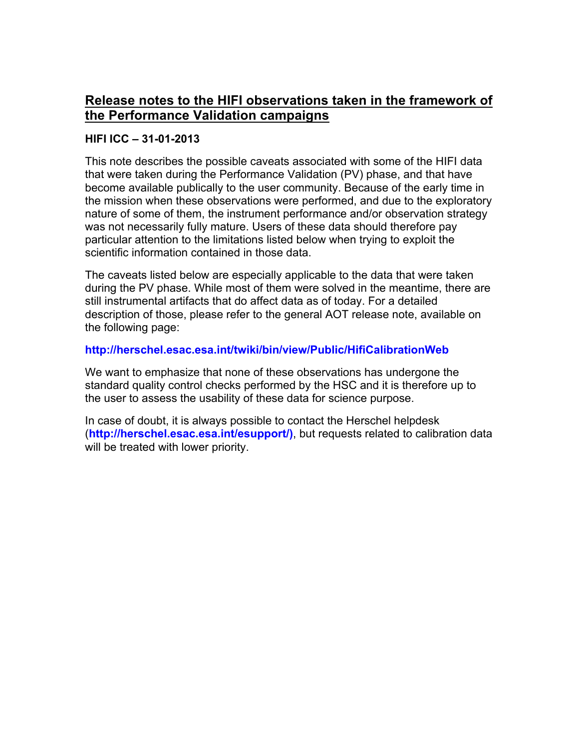# Release notes to the HIFI observations taken in the framework of the Performance Validation campaigns

**HIFI ICC – 31-01-2013**

This note describes the possible caveats associated with some of the HIFI data that were taken during the Performance Validation (PV) phase, and that have become available publically to the user community. Because of the early time in the mission when these observations were performed, and due to the exploratory nature of some of them, the instrument performance and/or observation strategy was not necessarily fully mature. Users of these data should therefore pay particular attention to the limitations listed below when trying to exploit the scientific information contained in those data.

The caveats listed below are especially applicable to the data that were taken during the PV phase. While most of them were solved in the meantime, there are still instrumental artifacts that do affect data as of today. For a detailed description of those, please refer to the general AOT release note, available on the following page:

**http://herschel.esac.esa.int/twiki/bin/view/Public/HifiCalibrationWeb**

We want to emphasize that none of these observations has undergone the standard quality control checks performed by the HSC and it is therefore up to the user to assess the usability of these data for science purpose.

In case of doubt, it is always possible to contact the Herschel helpdesk (**http://herschel.esac.esa.int/esupport/)**, but requests related to calibration data will be treated with lower priority.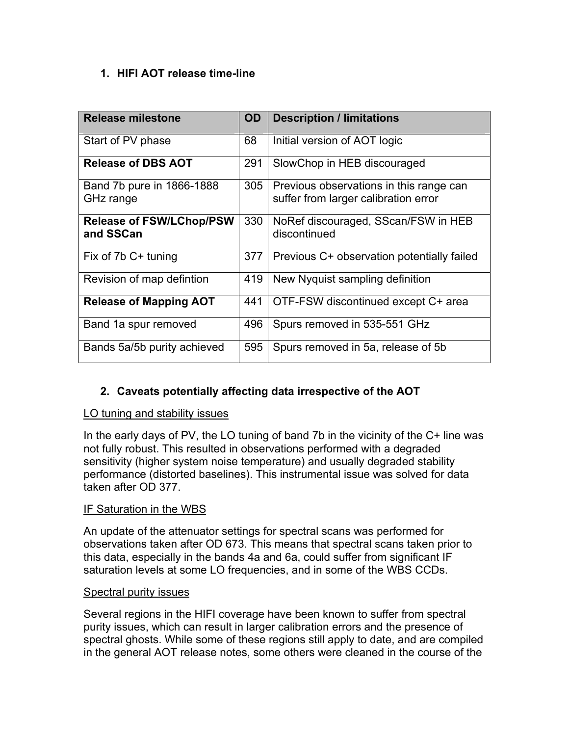## 1. HIFI AOT release time-line

| Release milestone | OD | Description / limitations |
|---|---|---|
| Start of PV phase | 68 | Initial version of AOT logic |
| **Release of DBS AOT** | 291 | SlowChop in HEB discouraged |
| Band 7b pure in 1866-1888 GHz range | 305 | Previous observations in this range can suffer from larger calibration error |
| **Release of FSW/LChop/PSW and SScan** | 330 | NoRef discouraged, SScan/FSW in HEB discontinued |
| Fix of 7b C+ tuning | 377 | Previous C+ observation potentially failed |
| Revision of map defintion | 419 | New Nyquist sampling definition |
| **Release of Mapping AOT** | 441 | OTF-FSW discontinued except C+ area |
| Band 1a spur removed | 496 | Spurs removed in 535-551 GHz |
| Bands 5a/5b purity achieved | 595 | Spurs removed in 5a, release of 5b |

## 2. Caveats potentially affecting data irrespective of the AOT

LO tuning and stability issues

In the early days of PV, the LO tuning of band 7b in the vicinity of the C+ line was not fully robust. This resulted in observations performed with a degraded sensitivity (higher system noise temperature) and usually degraded stability performance (distorted baselines). This instrumental issue was solved for data taken after OD 377.

IF Saturation in the WBS

An update of the attenuator settings for spectral scans was performed for observations taken after OD 673. This means that spectral scans taken prior to this data, especially in the bands 4a and 6a, could suffer from significant IF saturation levels at some LO frequencies, and in some of the WBS CCDs.

Spectral purity issues

Several regions in the HIFI coverage have been known to suffer from spectral purity issues, which can result in larger calibration errors and the presence of spectral ghosts. While some of these regions still apply to date, and are compiled in the general AOT release notes, some others were cleaned in the course of the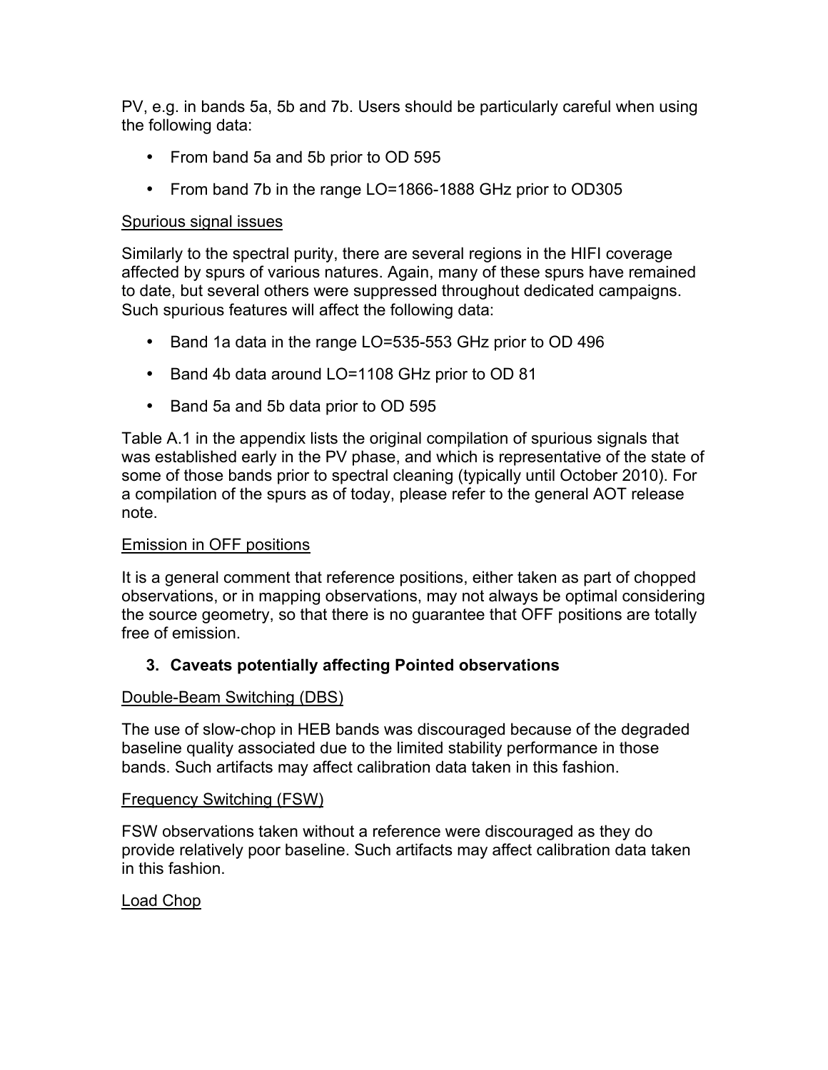PV, e.g. in bands 5a, 5b and 7b. Users should be particularly careful when using the following data:

- From band 5a and 5b prior to OD 595
- From band 7b in the range LO=1866-1888 GHz prior to OD305

<u>Spurious signal issues</u>

Similarly to the spectral purity, there are several regions in the HIFI coverage affected by spurs of various natures. Again, many of these spurs have remained to date, but several others were suppressed throughout dedicated campaigns. Such spurious features will affect the following data:

- Band 1a data in the range LO=535-553 GHz prior to OD 496
- Band 4b data around LO=1108 GHz prior to OD 81
- Band 5a and 5b data prior to OD 595

Table A.1 in the appendix lists the original compilation of spurious signals that was established early in the PV phase, and which is representative of the state of some of those bands prior to spectral cleaning (typically until October 2010). For a compilation of the spurs as of today, please refer to the general AOT release note.

<u>Emission in OFF positions</u>

It is a general comment that reference positions, either taken as part of chopped observations, or in mapping observations, may not always be optimal considering the source geometry, so that there is no guarantee that OFF positions are totally free of emission.

## 3. Caveats potentially affecting Pointed observations

<u>Double-Beam Switching (DBS)</u>

The use of slow-chop in HEB bands was discouraged because of the degraded baseline quality associated due to the limited stability performance in those bands. Such artifacts may affect calibration data taken in this fashion.

<u>Frequency Switching (FSW)</u>

FSW observations taken without a reference were discouraged as they do provide relatively poor baseline. Such artifacts may affect calibration data taken in this fashion.

<u>Load Chop</u>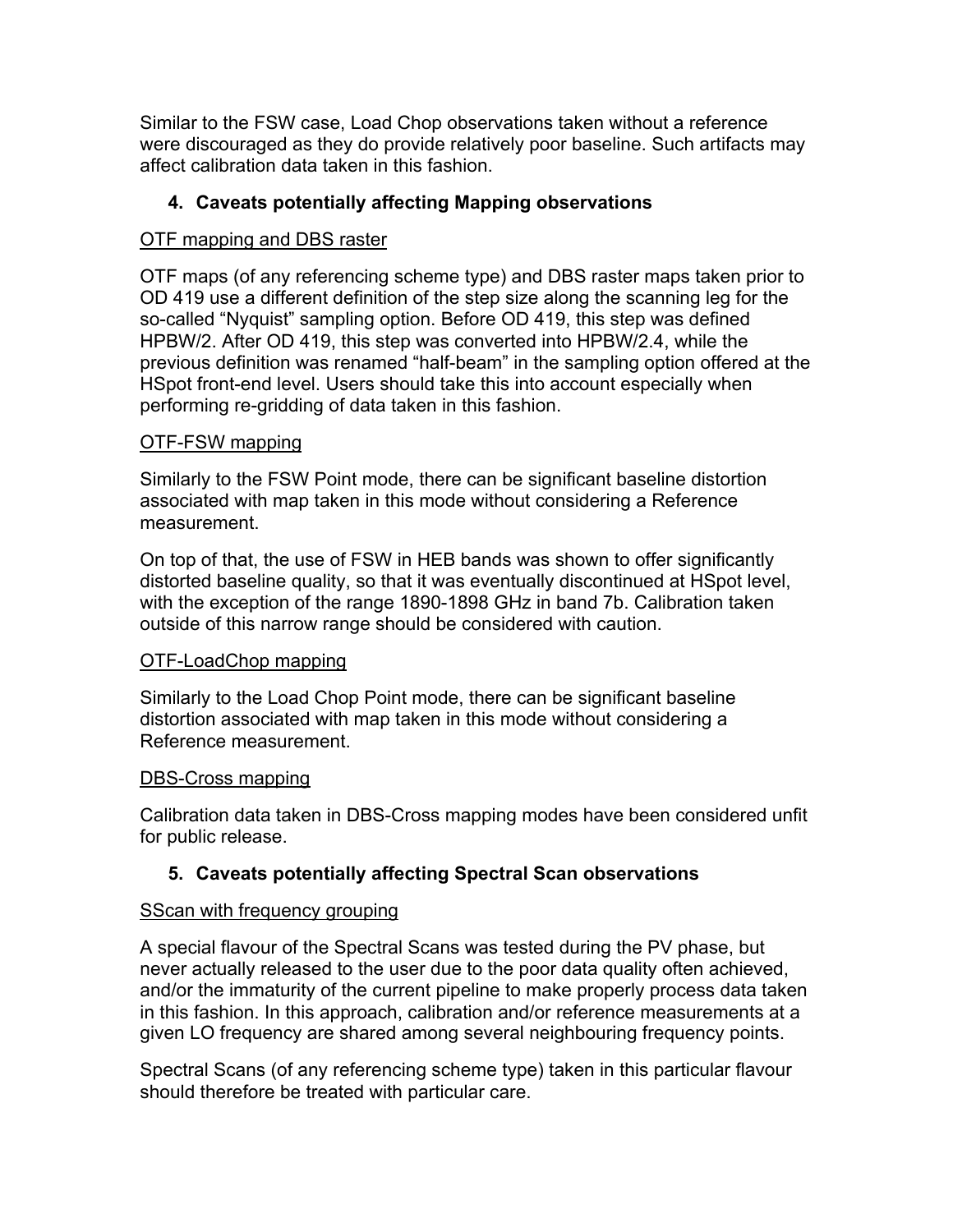Similar to the FSW case, Load Chop observations taken without a reference were discouraged as they do provide relatively poor baseline. Such artifacts may affect calibration data taken in this fashion.

## 4. Caveats potentially affecting Mapping observations

<u>OTF mapping and DBS raster</u>

OTF maps (of any referencing scheme type) and DBS raster maps taken prior to OD 419 use a different definition of the step size along the scanning leg for the so-called "Nyquist" sampling option. Before OD 419, this step was defined HPBW/2. After OD 419, this step was converted into HPBW/2.4, while the previous definition was renamed "half-beam" in the sampling option offered at the HSpot front-end level. Users should take this into account especially when performing re-gridding of data taken in this fashion.

<u>OTF-FSW mapping</u>

Similarly to the FSW Point mode, there can be significant baseline distortion associated with map taken in this mode without considering a Reference measurement.

On top of that, the use of FSW in HEB bands was shown to offer significantly distorted baseline quality, so that it was eventually discontinued at HSpot level, with the exception of the range 1890-1898 GHz in band 7b. Calibration taken outside of this narrow range should be considered with caution.

<u>OTF-LoadChop mapping</u>

Similarly to the Load Chop Point mode, there can be significant baseline distortion associated with map taken in this mode without considering a Reference measurement.

<u>DBS-Cross mapping</u>

Calibration data taken in DBS-Cross mapping modes have been considered unfit for public release.

## 5. Caveats potentially affecting Spectral Scan observations

<u>SScan with frequency grouping</u>

A special flavour of the Spectral Scans was tested during the PV phase, but never actually released to the user due to the poor data quality often achieved, and/or the immaturity of the current pipeline to make properly process data taken in this fashion. In this approach, calibration and/or reference measurements at a given LO frequency are shared among several neighbouring frequency points.

Spectral Scans (of any referencing scheme type) taken in this particular flavour should therefore be treated with particular care.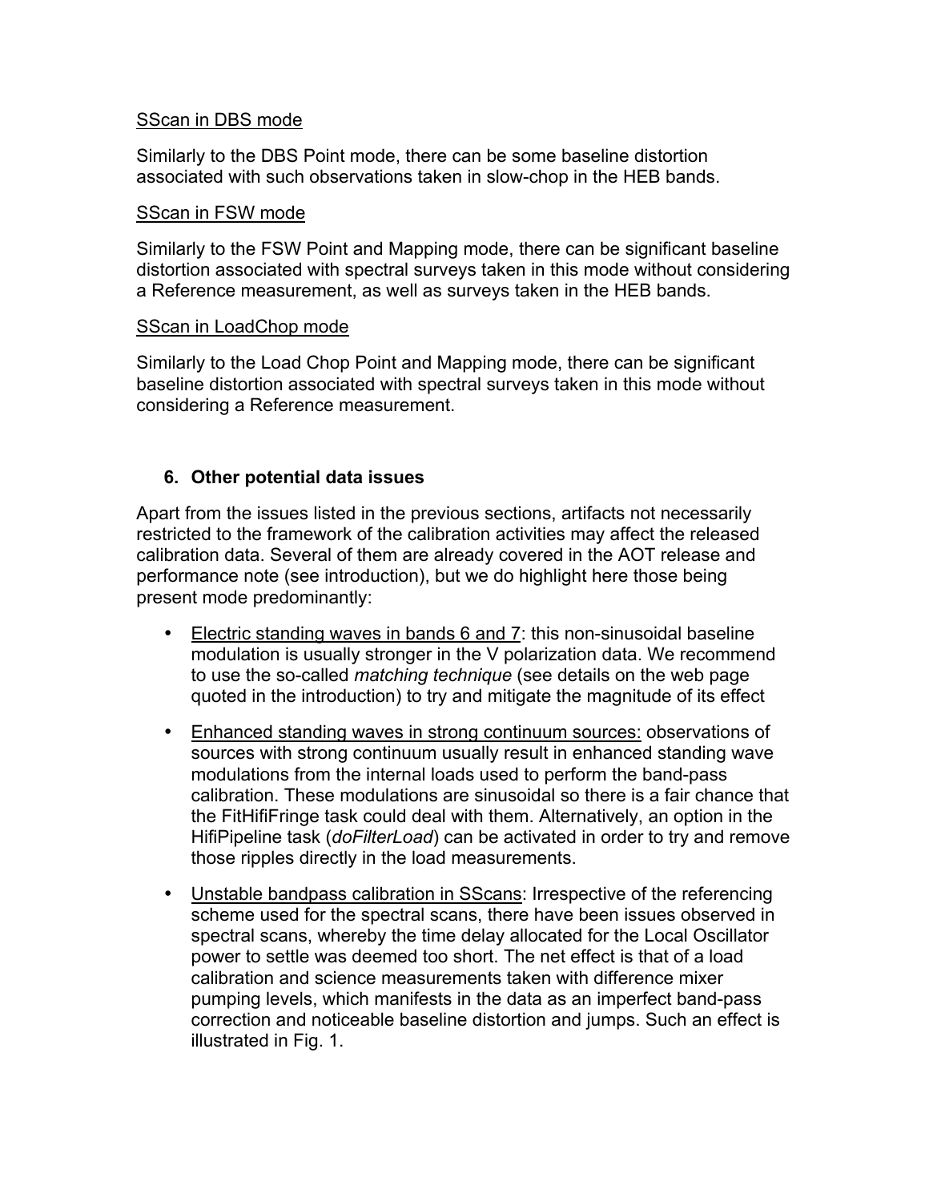SScan in DBS mode

Similarly to the DBS Point mode, there can be some baseline distortion associated with such observations taken in slow-chop in the HEB bands.

SScan in FSW mode

Similarly to the FSW Point and Mapping mode, there can be significant baseline distortion associated with spectral surveys taken in this mode without considering a Reference measurement, as well as surveys taken in the HEB bands.

SScan in LoadChop mode

Similarly to the Load Chop Point and Mapping mode, there can be significant baseline distortion associated with spectral surveys taken in this mode without considering a Reference measurement.

## 6. Other potential data issues

Apart from the issues listed in the previous sections, artifacts not necessarily restricted to the framework of the calibration activities may affect the released calibration data. Several of them are already covered in the AOT release and performance note (see introduction), but we do highlight here those being present mode predominantly:

- Electric standing waves in bands 6 and 7: this non-sinusoidal baseline modulation is usually stronger in the V polarization data. We recommend to use the so-called *matching technique* (see details on the web page quoted in the introduction) to try and mitigate the magnitude of its effect
- Enhanced standing waves in strong continuum sources: observations of sources with strong continuum usually result in enhanced standing wave modulations from the internal loads used to perform the band-pass calibration. These modulations are sinusoidal so there is a fair chance that the FitHifiFringe task could deal with them. Alternatively, an option in the HifiPipeline task (*doFilterLoad*) can be activated in order to try and remove those ripples directly in the load measurements.
- Unstable bandpass calibration in SScans: Irrespective of the referencing scheme used for the spectral scans, there have been issues observed in spectral scans, whereby the time delay allocated for the Local Oscillator power to settle was deemed too short. The net effect is that of a load calibration and science measurements taken with difference mixer pumping levels, which manifests in the data as an imperfect band-pass correction and noticeable baseline distortion and jumps. Such an effect is illustrated in Fig. 1.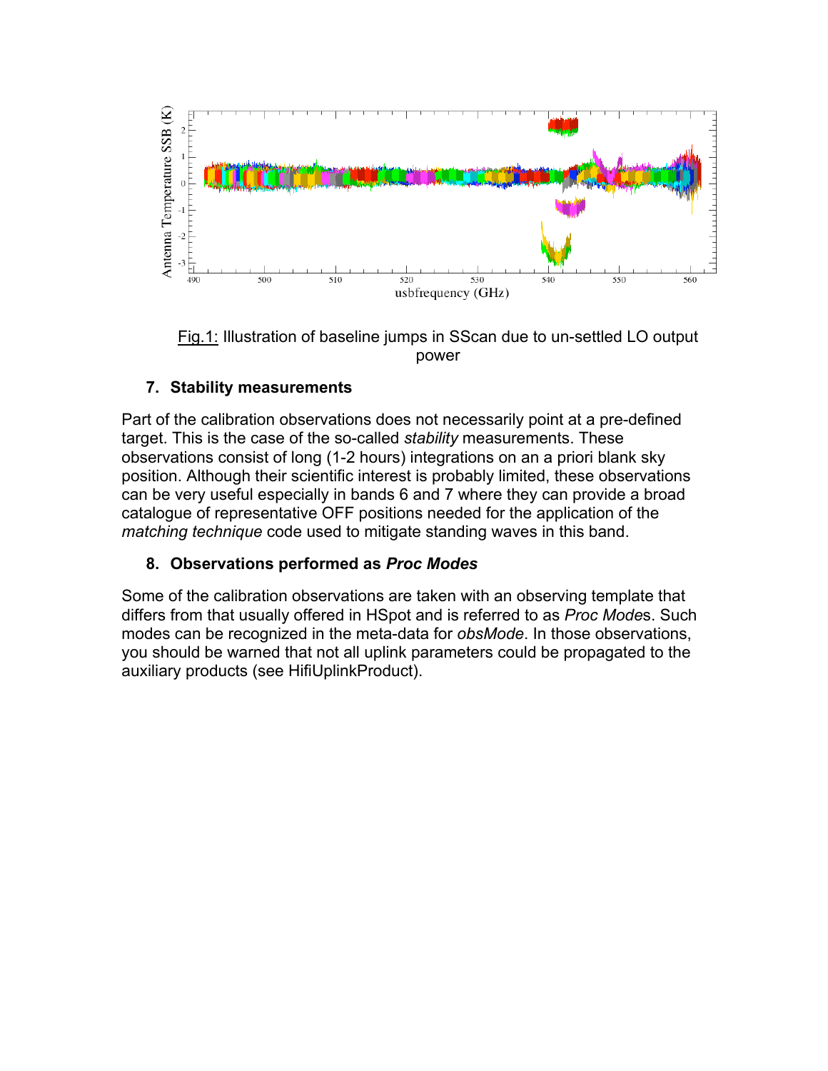Fig.1: Illustration of baseline jumps in SScan due to un-settled LO output power

## 7. Stability measurements

Part of the calibration observations does not necessarily point at a pre-defined target. This is the case of the so-called *stability* measurements. These observations consist of long (1-2 hours) integrations on an a priori blank sky position. Although their scientific interest is probably limited, these observations can be very useful especially in bands 6 and 7 where they can provide a broad catalogue of representative OFF positions needed for the application of the *matching technique* code used to mitigate standing waves in this band.

## 8. Observations performed as *Proc Modes*

Some of the calibration observations are taken with an observing template that differs from that usually offered in HSpot and is referred to as *Proc Mode*s. Such modes can be recognized in the meta-data for *obsMode*. In those observations, you should be warned that not all uplink parameters could be propagated to the auxiliary products (see HifiUplinkProduct).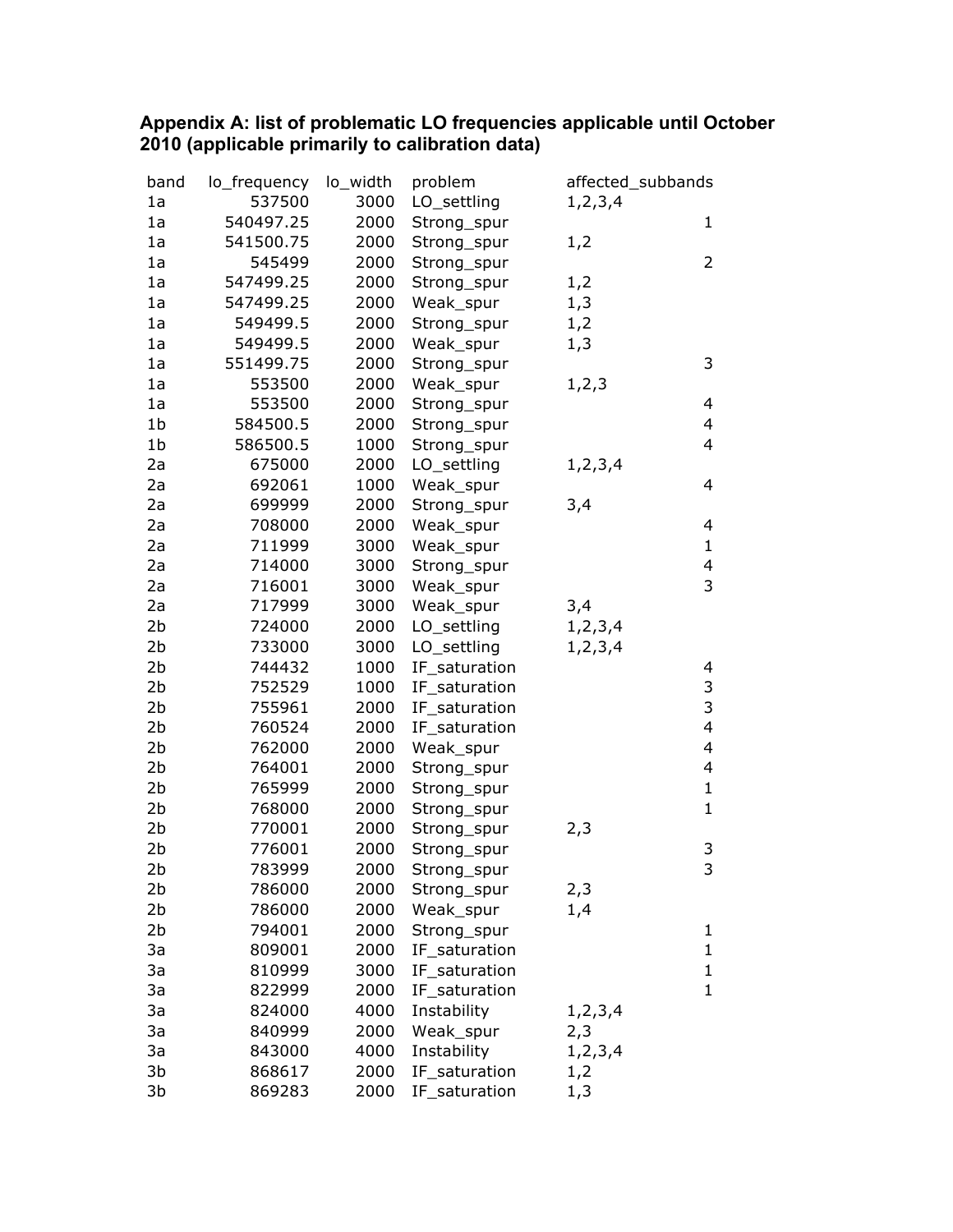### Appendix A: list of problematic LO frequencies applicable until October 2010 (applicable primarily to calibration data)

| band | lo_frequency | lo_width | problem | affected_subbands |
|---|---|---|---|---|
| 1a | 537500 | 3000 | LO_settling | 1,2,3,4 |
| 1a | 540497.25 | 2000 | Strong_spur | 1 |
| 1a | 541500.75 | 2000 | Strong_spur | 1,2 |
| 1a | 545499 | 2000 | Strong_spur | 2 |
| 1a | 547499.25 | 2000 | Strong_spur | 1,2 |
| 1a | 547499.25 | 2000 | Weak_spur | 1,3 |
| 1a | 549499.5 | 2000 | Strong_spur | 1,2 |
| 1a | 549499.5 | 2000 | Weak_spur | 1,3 |
| 1a | 551499.75 | 2000 | Strong_spur | 3 |
| 1a | 553500 | 2000 | Weak_spur | 1,2,3 |
| 1a | 553500 | 2000 | Strong_spur | 4 |
| 1b | 584500.5 | 2000 | Strong_spur | 4 |
| 1b | 586500.5 | 1000 | Strong_spur | 4 |
| 2a | 675000 | 2000 | LO_settling | 1,2,3,4 |
| 2a | 692061 | 1000 | Weak_spur | 4 |
| 2a | 699999 | 2000 | Strong_spur | 3,4 |
| 2a | 708000 | 2000 | Weak_spur | 4 |
| 2a | 711999 | 3000 | Weak_spur | 1 |
| 2a | 714000 | 3000 | Strong_spur | 4 |
| 2a | 716001 | 3000 | Weak_spur | 3 |
| 2a | 717999 | 3000 | Weak_spur | 3,4 |
| 2b | 724000 | 2000 | LO_settling | 1,2,3,4 |
| 2b | 733000 | 3000 | LO_settling | 1,2,3,4 |
| 2b | 744432 | 1000 | IF_saturation | 4 |
| 2b | 752529 | 1000 | IF_saturation | 3 |
| 2b | 755961 | 2000 | IF_saturation | 3 |
| 2b | 760524 | 2000 | IF_saturation | 4 |
| 2b | 762000 | 2000 | Weak_spur | 4 |
| 2b | 764001 | 2000 | Strong_spur | 4 |
| 2b | 765999 | 2000 | Strong_spur | 1 |
| 2b | 768000 | 2000 | Strong_spur | 1 |
| 2b | 770001 | 2000 | Strong_spur | 2,3 |
| 2b | 776001 | 2000 | Strong_spur | 3 |
| 2b | 783999 | 2000 | Strong_spur | 3 |
| 2b | 786000 | 2000 | Strong_spur | 2,3 |
| 2b | 786000 | 2000 | Weak_spur | 1,4 |
| 2b | 794001 | 2000 | Strong_spur | 1 |
| 3a | 809001 | 2000 | IF_saturation | 1 |
| 3a | 810999 | 3000 | IF_saturation | 1 |
| 3a | 822999 | 2000 | IF_saturation | 1 |
| 3a | 824000 | 4000 | Instability | 1,2,3,4 |
| 3a | 840999 | 2000 | Weak_spur | 2,3 |
| 3a | 843000 | 4000 | Instability | 1,2,3,4 |
| 3b | 868617 | 2000 | IF_saturation | 1,2 |
| 3b | 869283 | 2000 | IF_saturation | 1,3 |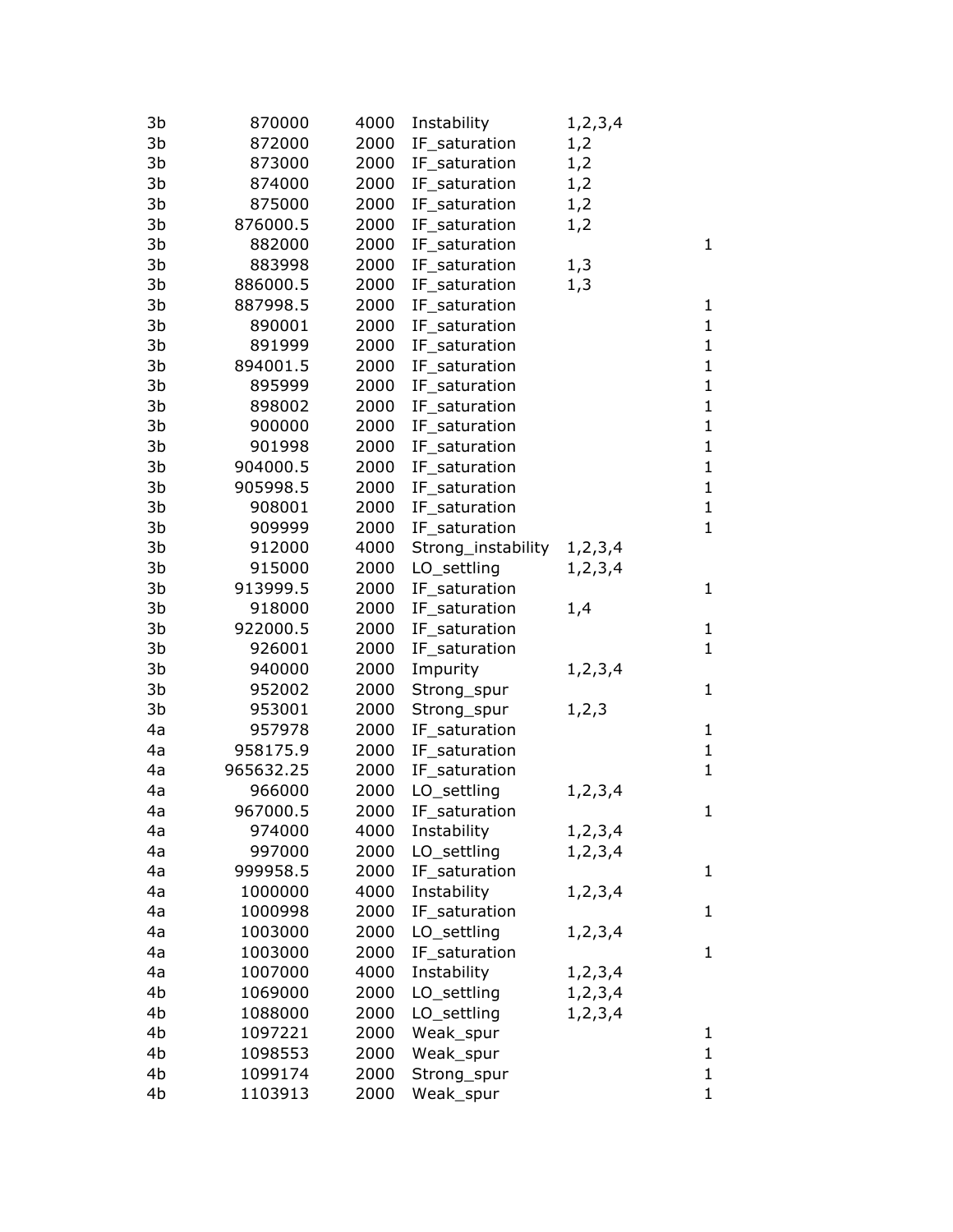| | | | | | |
|---|---|---|---|---|---|
| 3b | 870000 | 4000 | Instability | 1,2,3,4 | |
| 3b | 872000 | 2000 | IF_saturation | 1,2 | |
| 3b | 873000 | 2000 | IF_saturation | 1,2 | |
| 3b | 874000 | 2000 | IF_saturation | 1,2 | |
| 3b | 875000 | 2000 | IF_saturation | 1,2 | |
| 3b | 876000.5 | 2000 | IF_saturation | 1,2 | |
| 3b | 882000 | 2000 | IF_saturation | | 1 |
| 3b | 883998 | 2000 | IF_saturation | 1,3 | |
| 3b | 886000.5 | 2000 | IF_saturation | 1,3 | |
| 3b | 887998.5 | 2000 | IF_saturation | | 1 |
| 3b | 890001 | 2000 | IF_saturation | | 1 |
| 3b | 891999 | 2000 | IF_saturation | | 1 |
| 3b | 894001.5 | 2000 | IF_saturation | | 1 |
| 3b | 895999 | 2000 | IF_saturation | | 1 |
| 3b | 898002 | 2000 | IF_saturation | | 1 |
| 3b | 900000 | 2000 | IF_saturation | | 1 |
| 3b | 901998 | 2000 | IF_saturation | | 1 |
| 3b | 904000.5 | 2000 | IF_saturation | | 1 |
| 3b | 905998.5 | 2000 | IF_saturation | | 1 |
| 3b | 908001 | 2000 | IF_saturation | | 1 |
| 3b | 909999 | 2000 | IF_saturation | | 1 |
| 3b | 912000 | 4000 | Strong_instability | 1,2,3,4 | |
| 3b | 915000 | 2000 | LO_settling | 1,2,3,4 | |
| 3b | 913999.5 | 2000 | IF_saturation | | 1 |
| 3b | 918000 | 2000 | IF_saturation | 1,4 | |
| 3b | 922000.5 | 2000 | IF_saturation | | 1 |
| 3b | 926001 | 2000 | IF_saturation | | 1 |
| 3b | 940000 | 2000 | Impurity | 1,2,3,4 | |
| 3b | 952002 | 2000 | Strong_spur | | 1 |
| 3b | 953001 | 2000 | Strong_spur | 1,2,3 | |
| 4a | 957978 | 2000 | IF_saturation | | 1 |
| 4a | 958175.9 | 2000 | IF_saturation | | 1 |
| 4a | 965632.25 | 2000 | IF_saturation | | 1 |
| 4a | 966000 | 2000 | LO_settling | 1,2,3,4 | |
| 4a | 967000.5 | 2000 | IF_saturation | | 1 |
| 4a | 974000 | 4000 | Instability | 1,2,3,4 | |
| 4a | 997000 | 2000 | LO_settling | 1,2,3,4 | |
| 4a | 999958.5 | 2000 | IF_saturation | | 1 |
| 4a | 1000000 | 4000 | Instability | 1,2,3,4 | |
| 4a | 1000998 | 2000 | IF_saturation | | 1 |
| 4a | 1003000 | 2000 | LO_settling | 1,2,3,4 | |
| 4a | 1003000 | 2000 | IF_saturation | | 1 |
| 4a | 1007000 | 4000 | Instability | 1,2,3,4 | |
| 4b | 1069000 | 2000 | LO_settling | 1,2,3,4 | |
| 4b | 1088000 | 2000 | LO_settling | 1,2,3,4 | |
| 4b | 1097221 | 2000 | Weak_spur | | 1 |
| 4b | 1098553 | 2000 | Weak_spur | | 1 |
| 4b | 1099174 | 2000 | Strong_spur | | 1 |
| 4b | 1103913 | 2000 | Weak_spur | | 1 |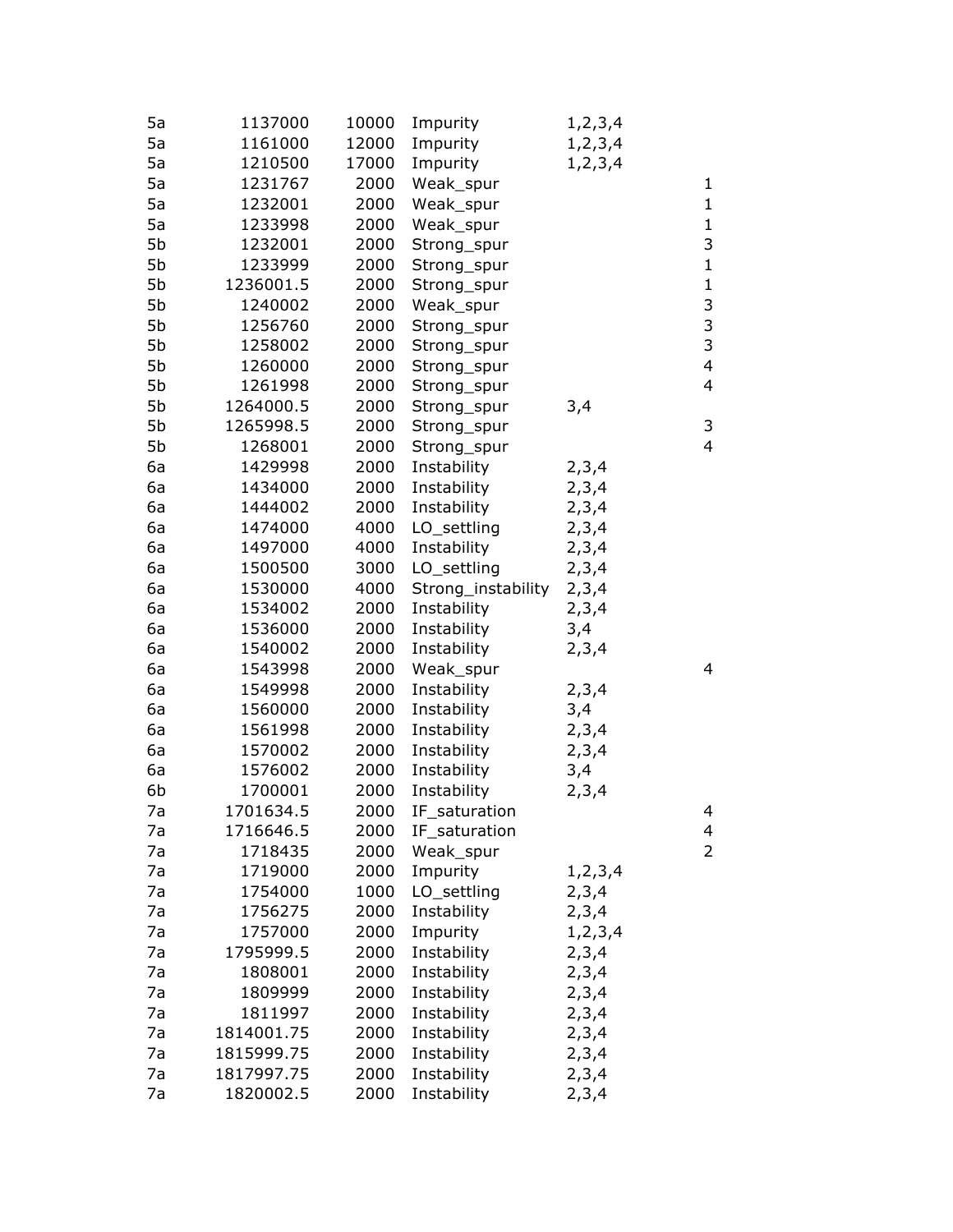| | | | | | |
|---|---|---|---|---|---|
| 5a | 1137000 | 10000 | Impurity | 1,2,3,4 | |
| 5a | 1161000 | 12000 | Impurity | 1,2,3,4 | |
| 5a | 1210500 | 17000 | Impurity | 1,2,3,4 | |
| 5a | 1231767 | 2000 | Weak_spur | | 1 |
| 5a | 1232001 | 2000 | Weak_spur | | 1 |
| 5a | 1233998 | 2000 | Weak_spur | | 1 |
| 5b | 1232001 | 2000 | Strong_spur | | 3 |
| 5b | 1233999 | 2000 | Strong_spur | | 1 |
| 5b | 1236001.5 | 2000 | Strong_spur | | 1 |
| 5b | 1240002 | 2000 | Weak_spur | | 3 |
| 5b | 1256760 | 2000 | Strong_spur | | 3 |
| 5b | 1258002 | 2000 | Strong_spur | | 3 |
| 5b | 1260000 | 2000 | Strong_spur | | 4 |
| 5b | 1261998 | 2000 | Strong_spur | | 4 |
| 5b | 1264000.5 | 2000 | Strong_spur | 3,4 | |
| 5b | 1265998.5 | 2000 | Strong_spur | | 3 |
| 5b | 1268001 | 2000 | Strong_spur | | 4 |
| 6a | 1429998 | 2000 | Instability | 2,3,4 | |
| 6a | 1434000 | 2000 | Instability | 2,3,4 | |
| 6a | 1444002 | 2000 | Instability | 2,3,4 | |
| 6a | 1474000 | 4000 | LO_settling | 2,3,4 | |
| 6a | 1497000 | 4000 | Instability | 2,3,4 | |
| 6a | 1500500 | 3000 | LO_settling | 2,3,4 | |
| 6a | 1530000 | 4000 | Strong_instability | 2,3,4 | |
| 6a | 1534002 | 2000 | Instability | 2,3,4 | |
| 6a | 1536000 | 2000 | Instability | 3,4 | |
| 6a | 1540002 | 2000 | Instability | 2,3,4 | |
| 6a | 1543998 | 2000 | Weak_spur | | 4 |
| 6a | 1549998 | 2000 | Instability | 2,3,4 | |
| 6a | 1560000 | 2000 | Instability | 3,4 | |
| 6a | 1561998 | 2000 | Instability | 2,3,4 | |
| 6a | 1570002 | 2000 | Instability | 2,3,4 | |
| 6a | 1576002 | 2000 | Instability | 3,4 | |
| 6b | 1700001 | 2000 | Instability | 2,3,4 | |
| 7a | 1701634.5 | 2000 | IF_saturation | | 4 |
| 7a | 1716646.5 | 2000 | IF_saturation | | 4 |
| 7a | 1718435 | 2000 | Weak_spur | | 2 |
| 7a | 1719000 | 2000 | Impurity | 1,2,3,4 | |
| 7a | 1754000 | 1000 | LO_settling | 2,3,4 | |
| 7a | 1756275 | 2000 | Instability | 2,3,4 | |
| 7a | 1757000 | 2000 | Impurity | 1,2,3,4 | |
| 7a | 1795999.5 | 2000 | Instability | 2,3,4 | |
| 7a | 1808001 | 2000 | Instability | 2,3,4 | |
| 7a | 1809999 | 2000 | Instability | 2,3,4 | |
| 7a | 1811997 | 2000 | Instability | 2,3,4 | |
| 7a | 1814001.75 | 2000 | Instability | 2,3,4 | |
| 7a | 1815999.75 | 2000 | Instability | 2,3,4 | |
| 7a | 1817997.75 | 2000 | Instability | 2,3,4 | |
| 7a | 1820002.5 | 2000 | Instability | 2,3,4 | |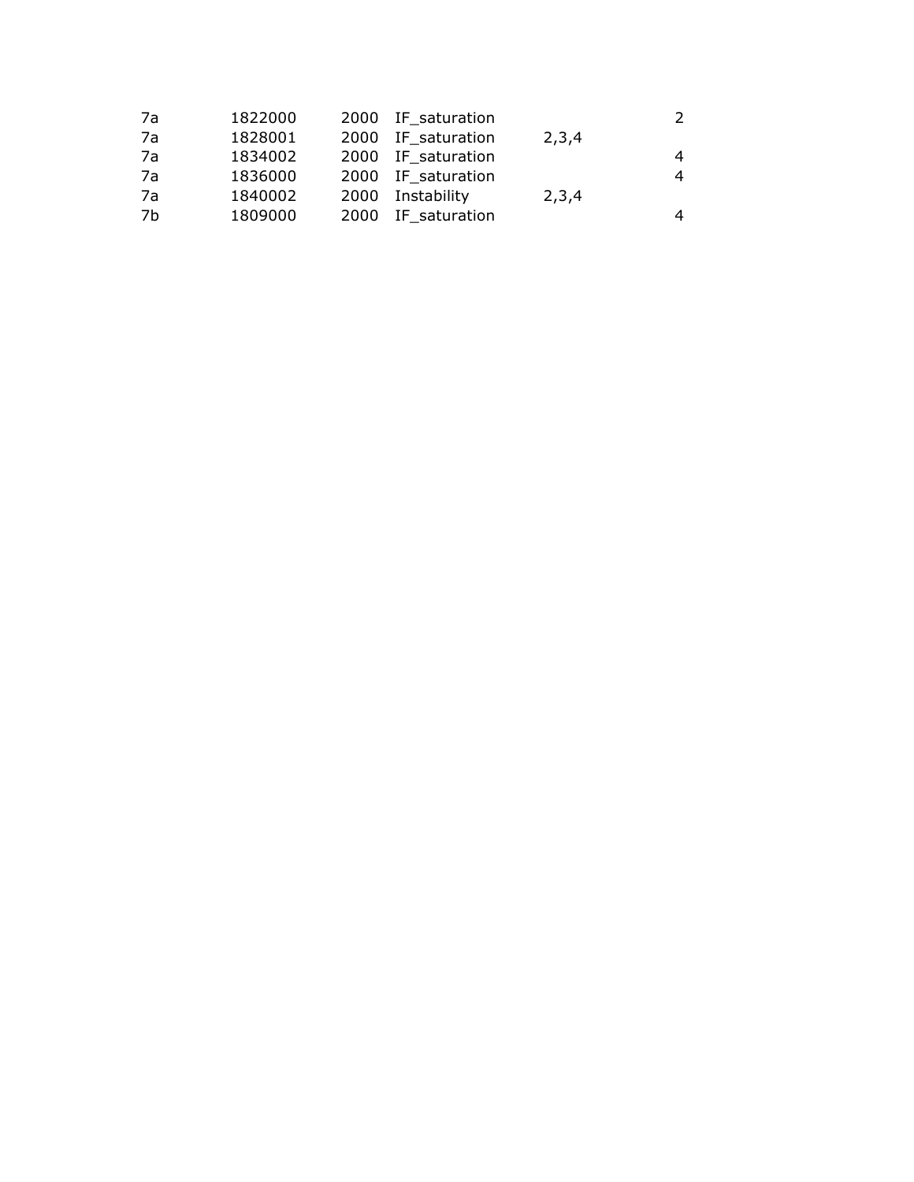| | | | | | |
|---|---|---|---|---|---|
| 7a | 1822000 | 2000 | IF_saturation | | 2 |
| 7a | 1828001 | 2000 | IF_saturation | 2,3,4 | |
| 7a | 1834002 | 2000 | IF_saturation | | 4 |
| 7a | 1836000 | 2000 | IF_saturation | | 4 |
| 7a | 1840002 | 2000 | Instability | 2,3,4 | |
| 7b | 1809000 | 2000 | IF_saturation | | 4 |